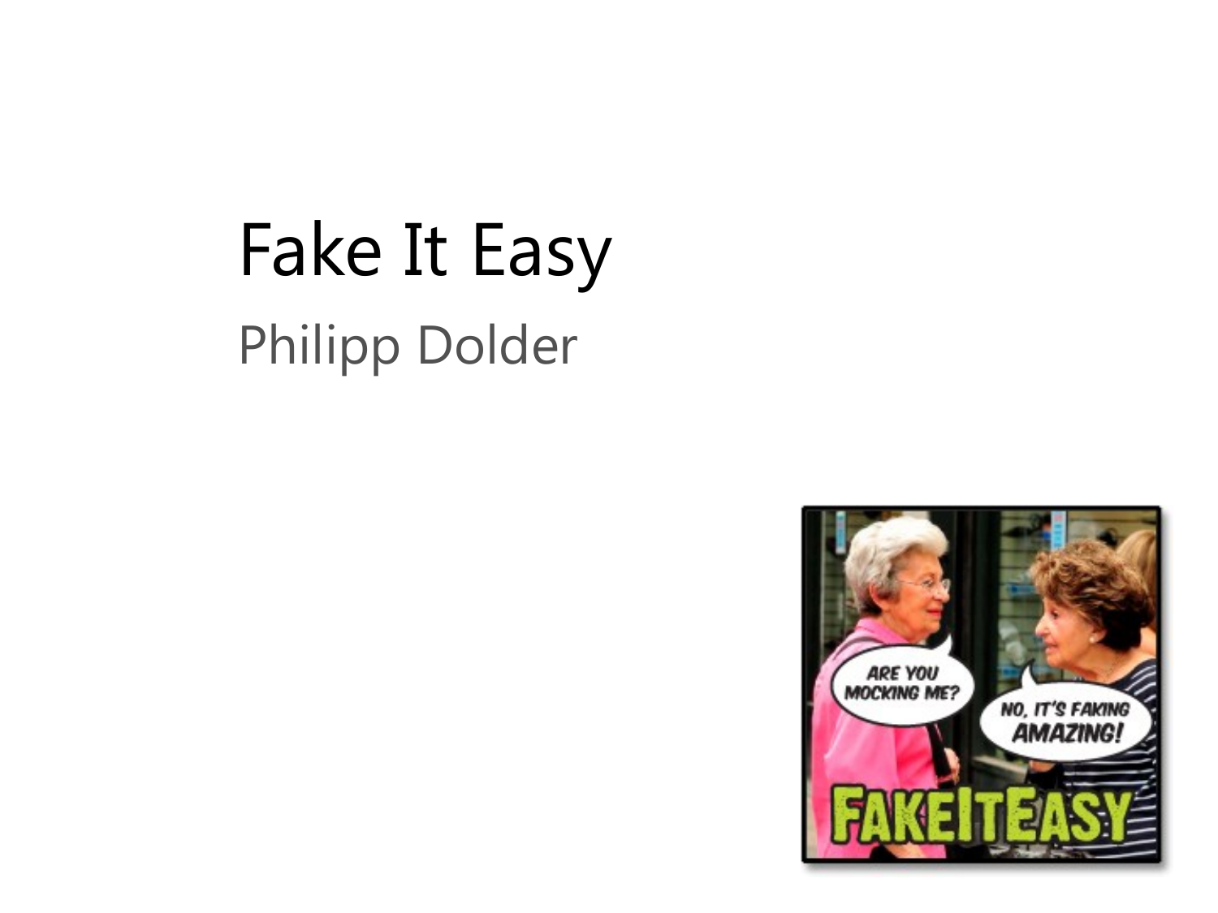# Fake It Easy

Philipp Dolder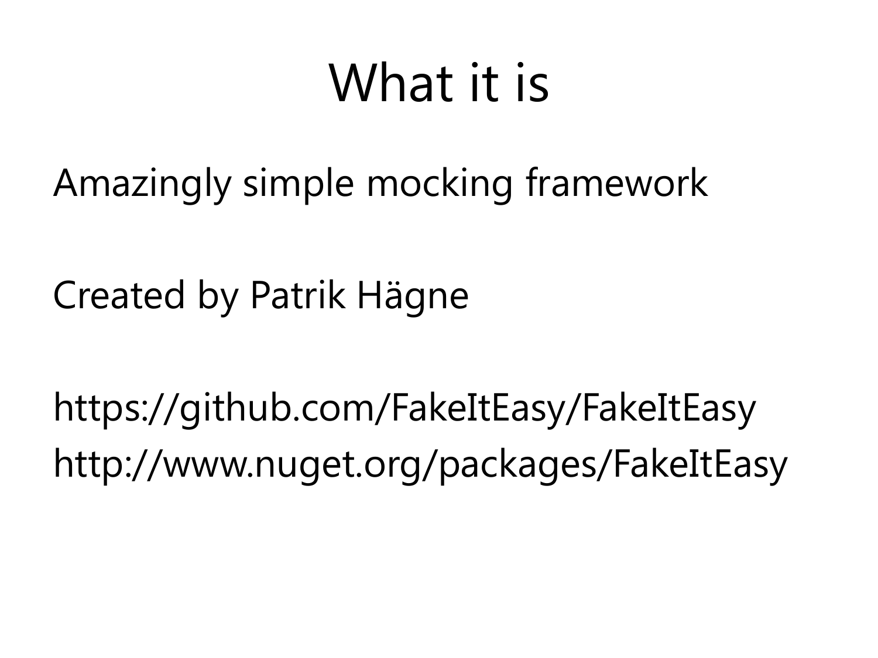# What it is

Amazingly simple mocking framework

Created by Patrik Hägne

https://github.com/FakeItEasy/FakeItEasy
http://www.nuget.org/packages/FakeItEasy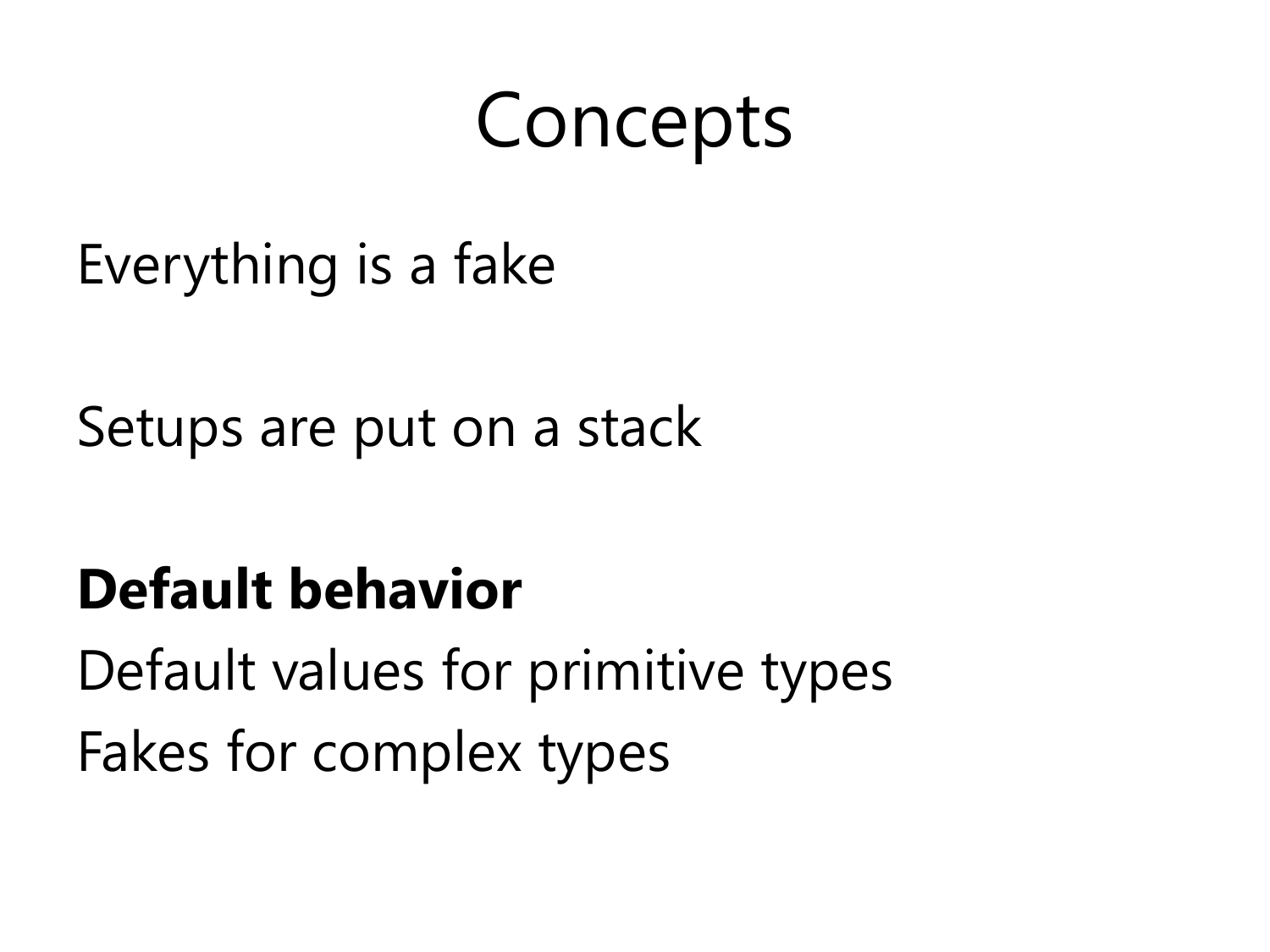# Concepts

Everything is a fake

Setups are put on a stack

**Default behavior**

Default values for primitive types

Fakes for complex types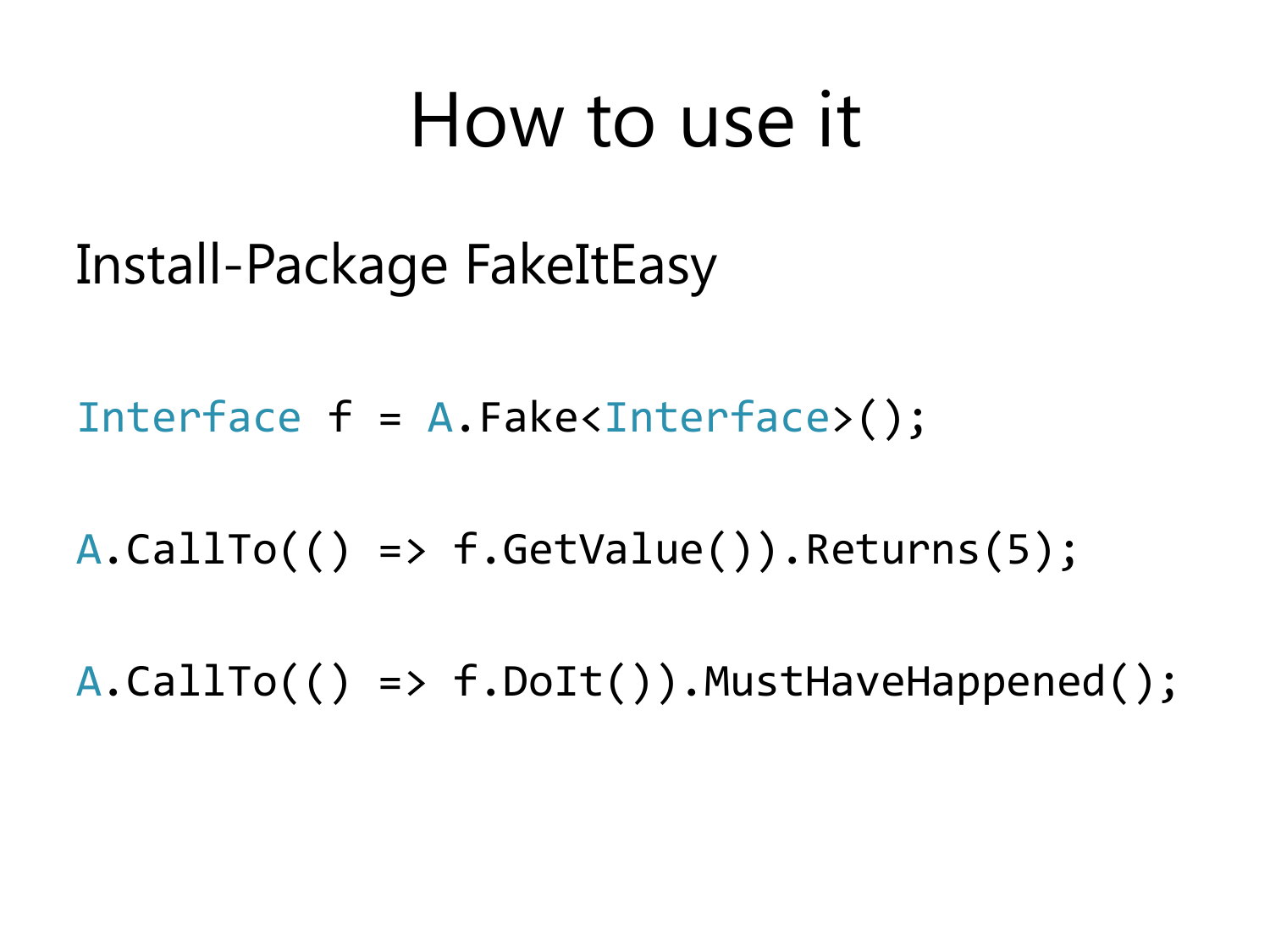# How to use it

Install-Package FakeItEasy

```
Interface f = A.Fake<Interface>();

A.CallTo(() => f.GetValue()).Returns(5);

A.CallTo(() => f.DoIt()).MustHaveHappened();
```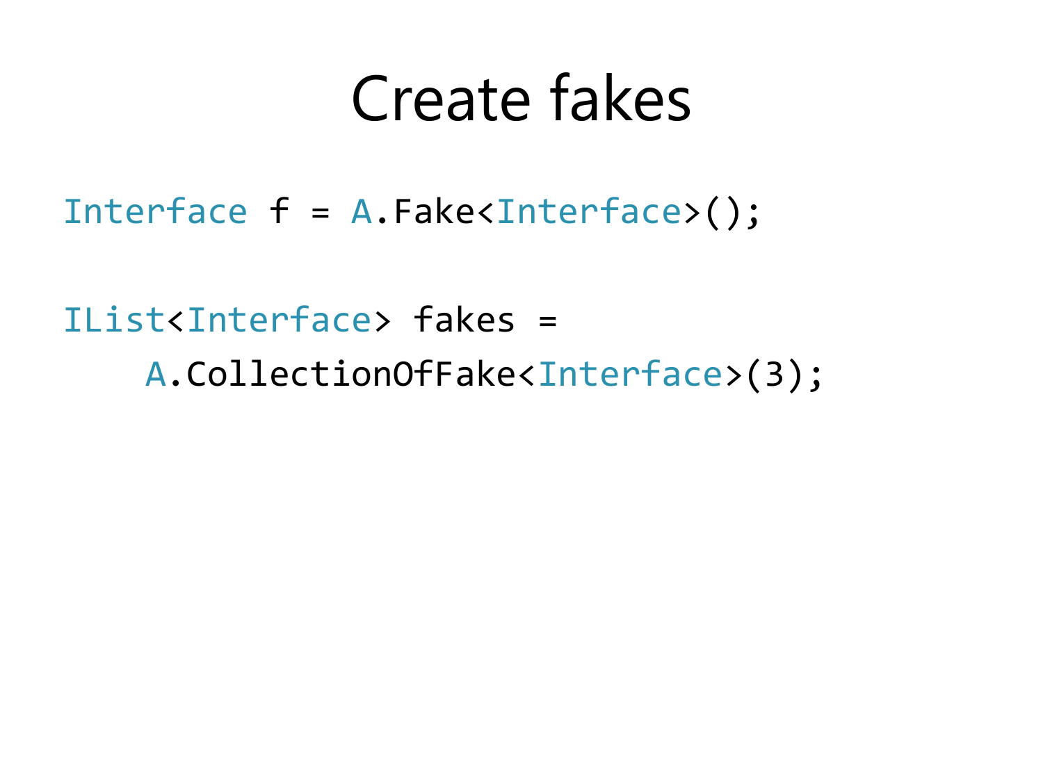# Create fakes

```
Interface f = A.Fake<Interface>();

IList<Interface> fakes =
    A.CollectionOfFake<Interface>(3);
```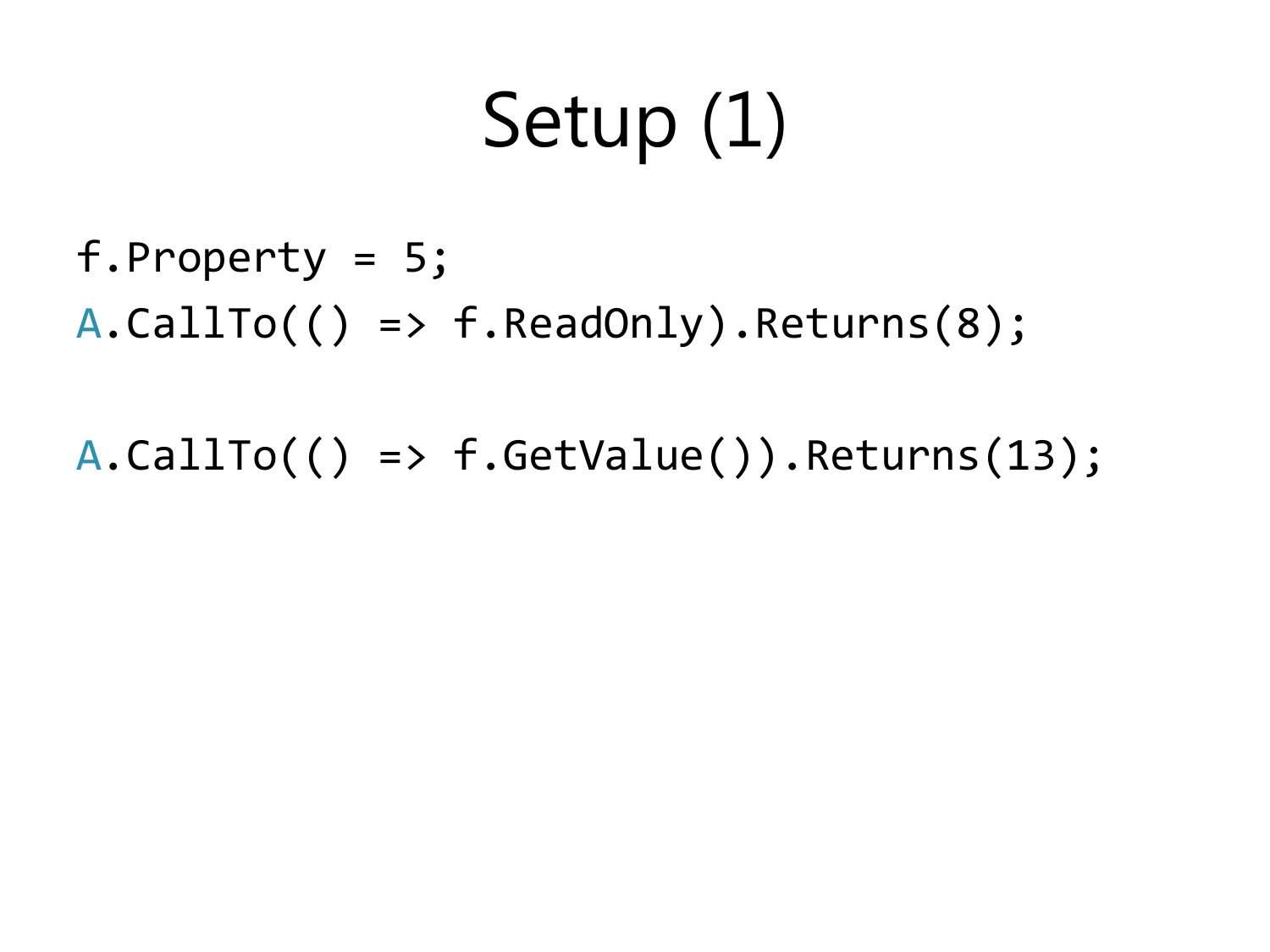# Setup (1)

```
f.Property = 5;
A.CallTo(() => f.ReadOnly).Returns(8);

A.CallTo(() => f.GetValue()).Returns(13);
```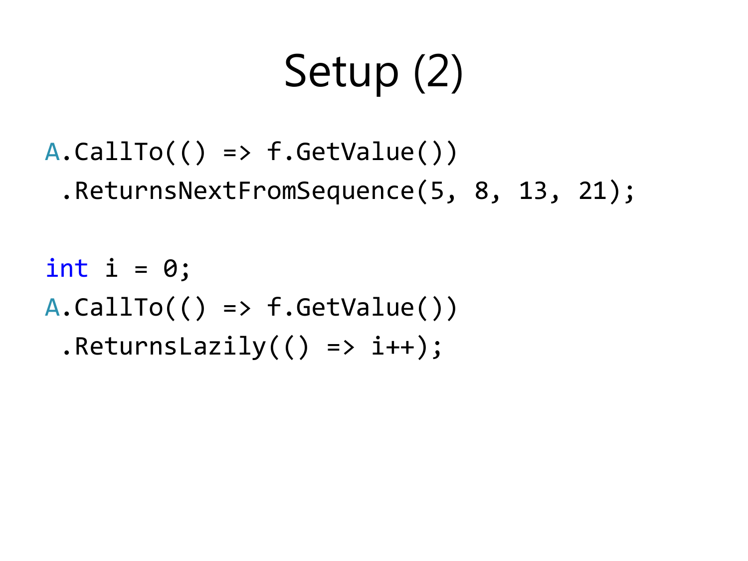# Setup (2)

```
A.CallTo(() => f.GetValue())
 .ReturnsNextFromSequence(5, 8, 13, 21);

int i = 0;
A.CallTo(() => f.GetValue())
 .ReturnsLazily(() => i++);
```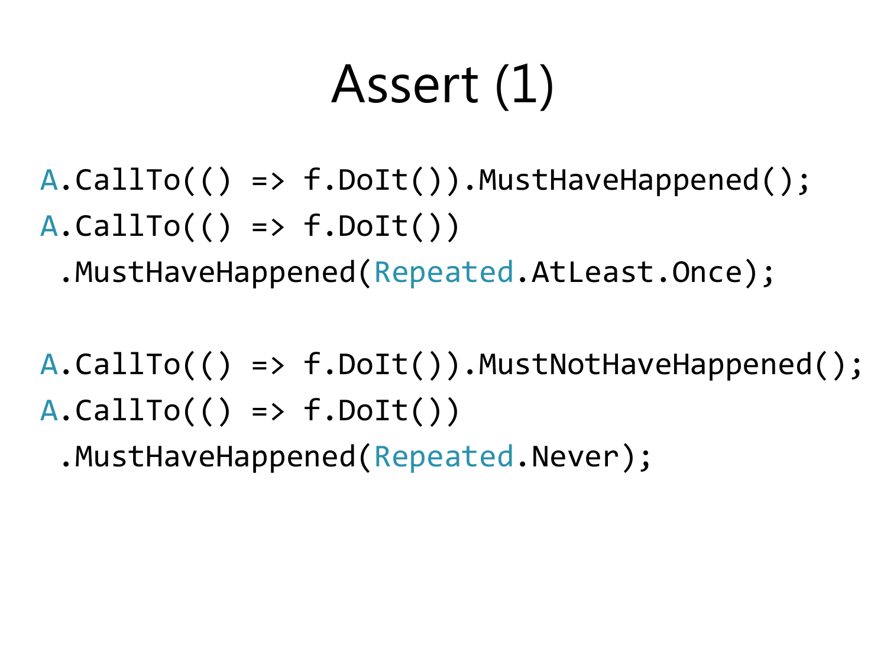# Assert (1)

```
A.CallTo(() => f.DoIt()).MustHaveHappened();
A.CallTo(() => f.DoIt())
 .MustHaveHappened(Repeated.AtLeast.Once);

A.CallTo(() => f.DoIt()).MustNotHaveHappened();
A.CallTo(() => f.DoIt())
 .MustHaveHappened(Repeated.Never);
```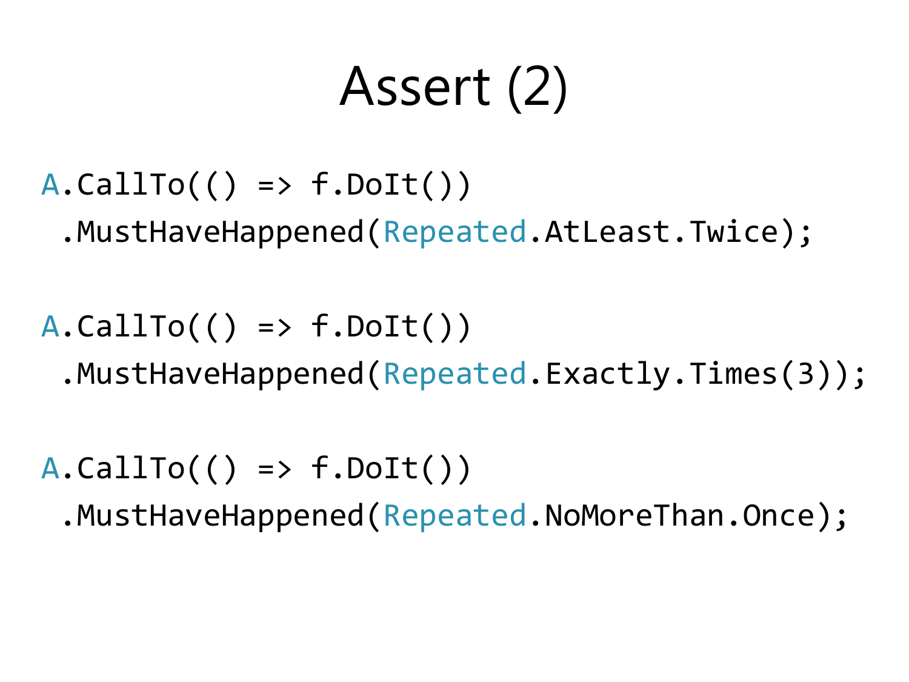# Assert (2)

```
A.CallTo(() => f.DoIt())
 .MustHaveHappened(Repeated.AtLeast.Twice);

A.CallTo(() => f.DoIt())
 .MustHaveHappened(Repeated.Exactly.Times(3));

A.CallTo(() => f.DoIt())
 .MustHaveHappened(Repeated.NoMoreThan.Once);
```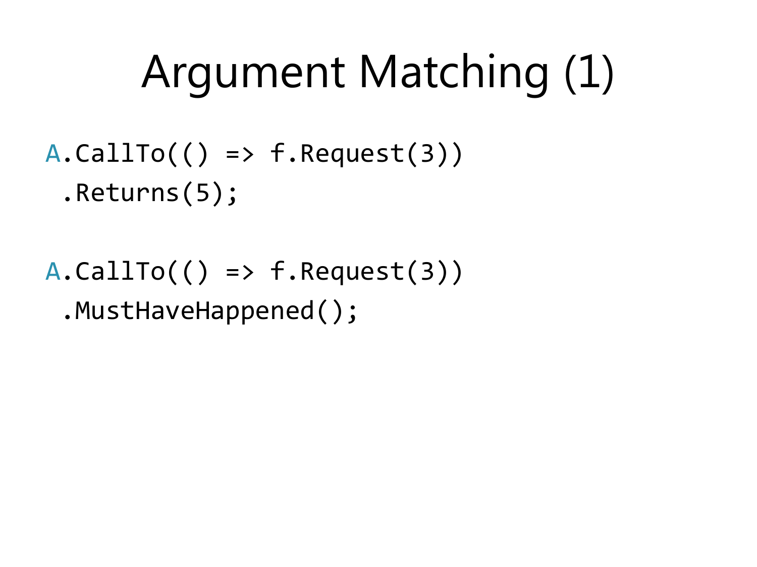# Argument Matching (1)

```
A.CallTo(() => f.Request(3))
 .Returns(5);

A.CallTo(() => f.Request(3))
 .MustHaveHappened();
```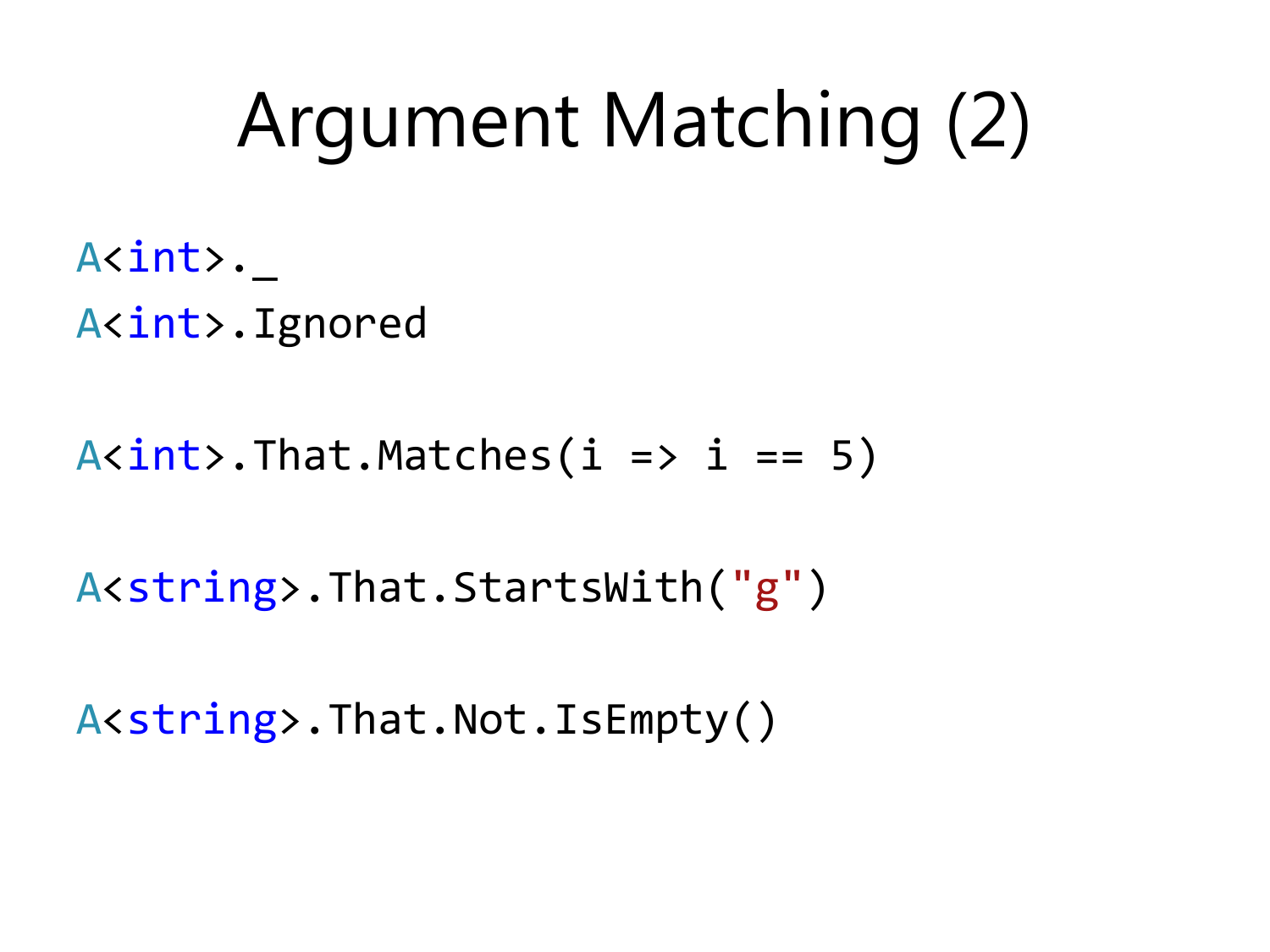# Argument Matching (2)

```
A<int>._
A<int>.Ignored

A<int>.That.Matches(i => i == 5)

A<string>.That.StartsWith("g")

A<string>.That.Not.IsEmpty()
```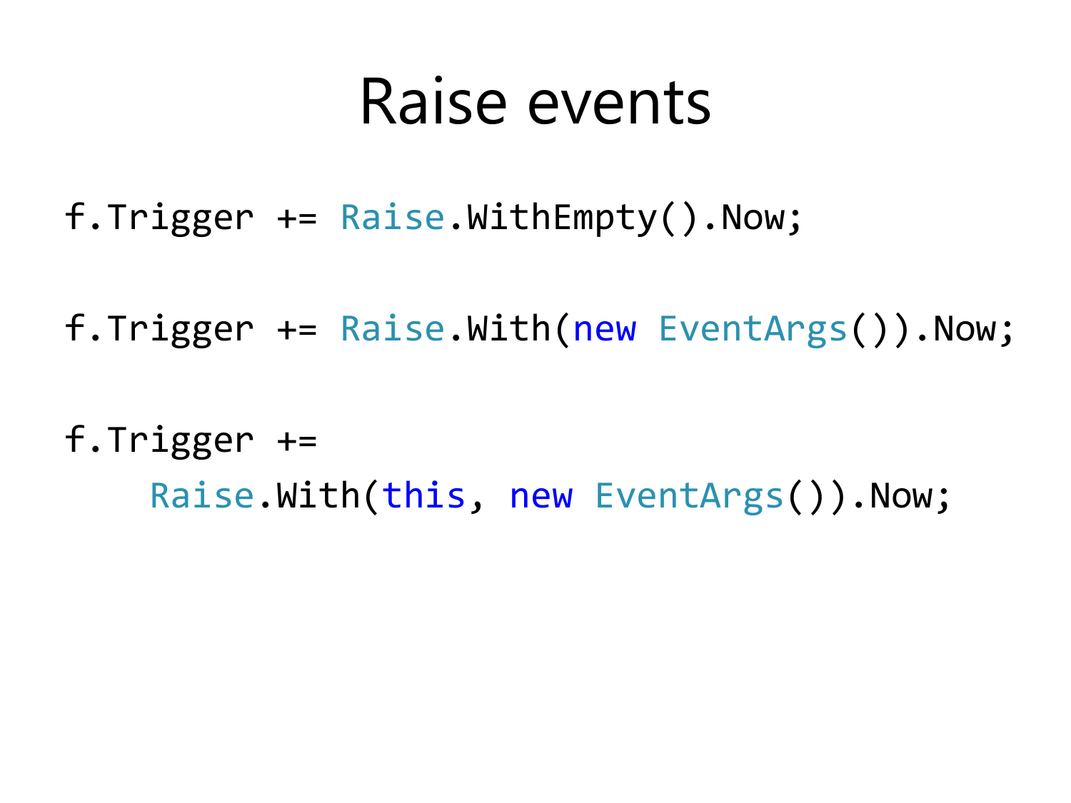# Raise events

```
f.Trigger += Raise.WithEmpty().Now;

f.Trigger += Raise.With(new EventArgs()).Now;

f.Trigger +=
    Raise.With(this, new EventArgs()).Now;
```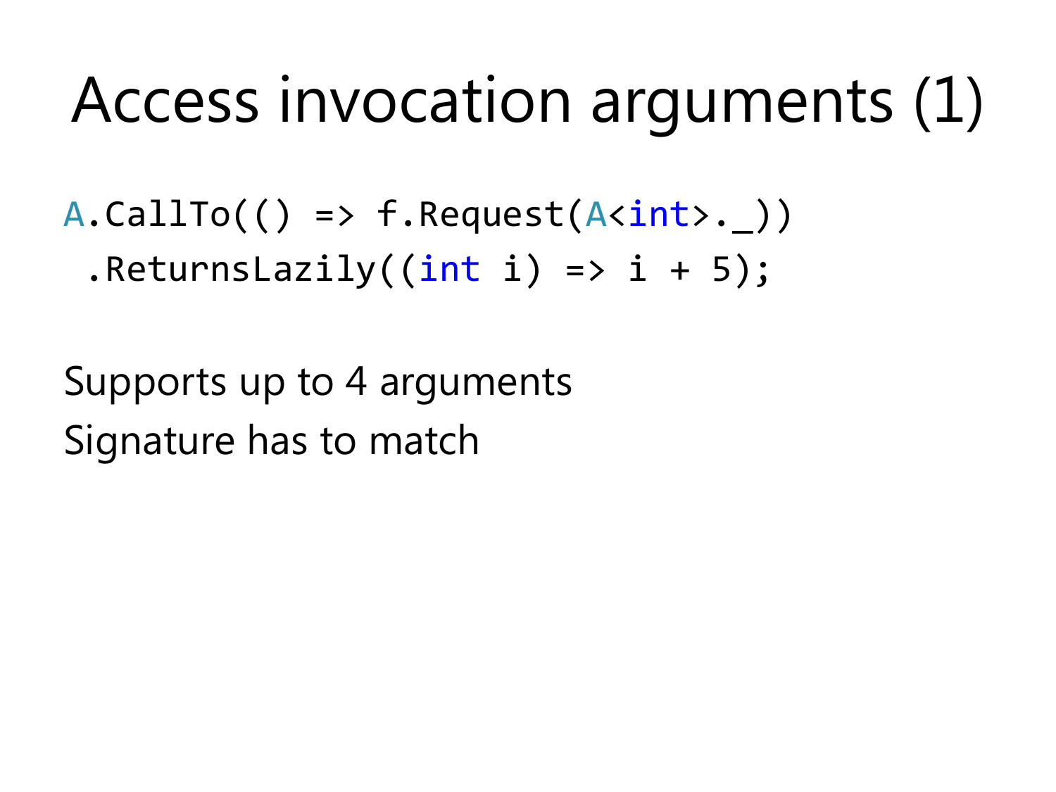# Access invocation arguments (1)

```
A.CallTo(() => f.Request(A<int>._))
 .ReturnsLazily((int i) => i + 5);
```

Supports up to 4 arguments

Signature has to match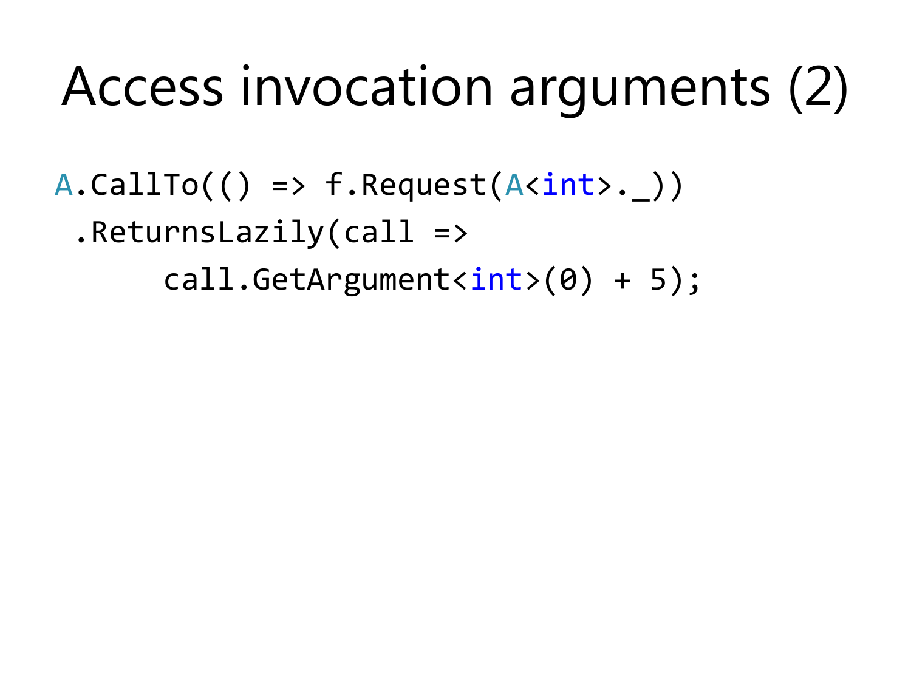# Access invocation arguments (2)

```
A.CallTo(() => f.Request(A<int>._))
 .ReturnsLazily(call =>
      call.GetArgument<int>(0) + 5);
```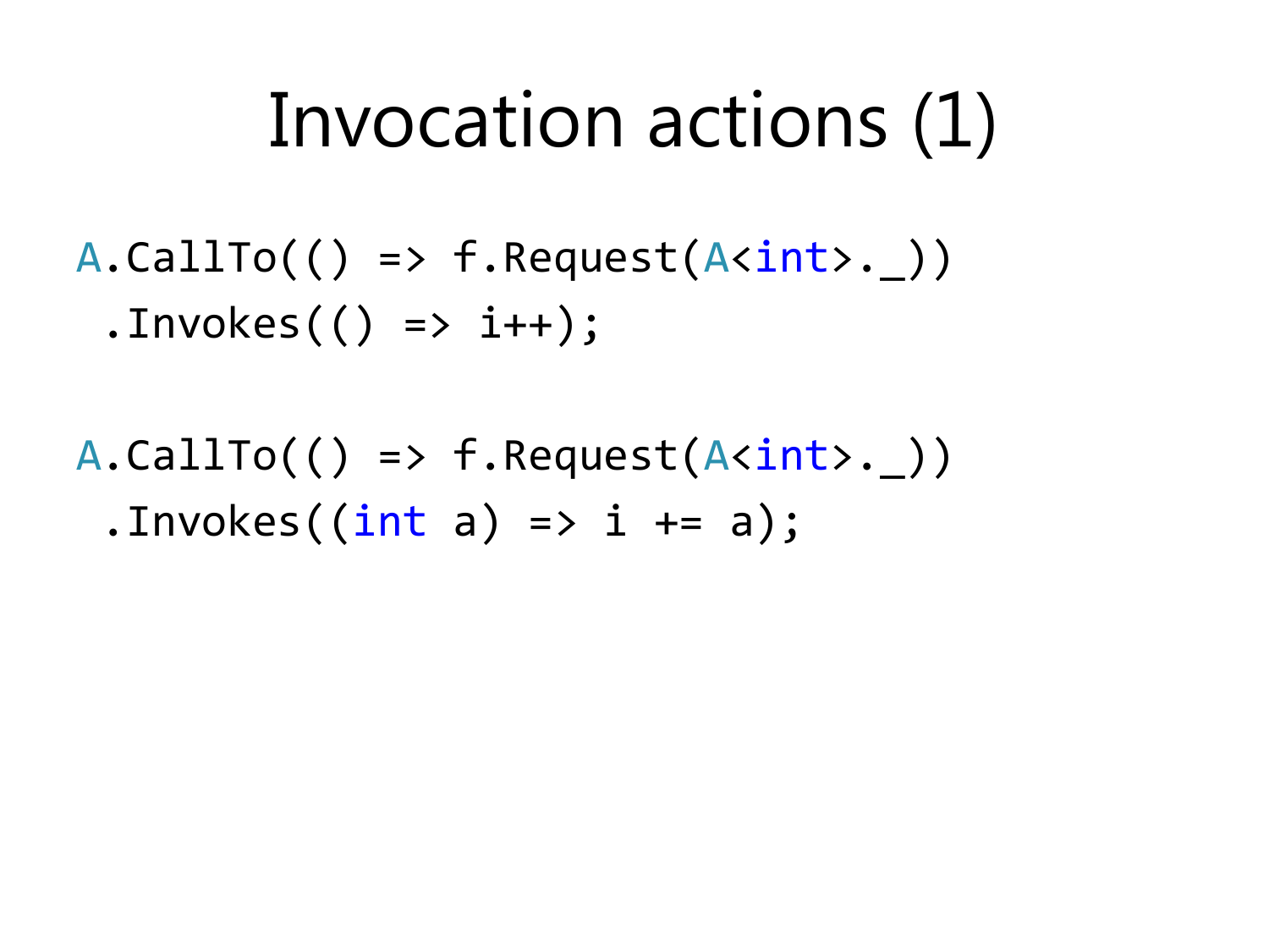# Invocation actions (1)

```
A.CallTo(() => f.Request(A<int>._))
 .Invokes(() => i++);

A.CallTo(() => f.Request(A<int>._))
 .Invokes((int a) => i += a);
```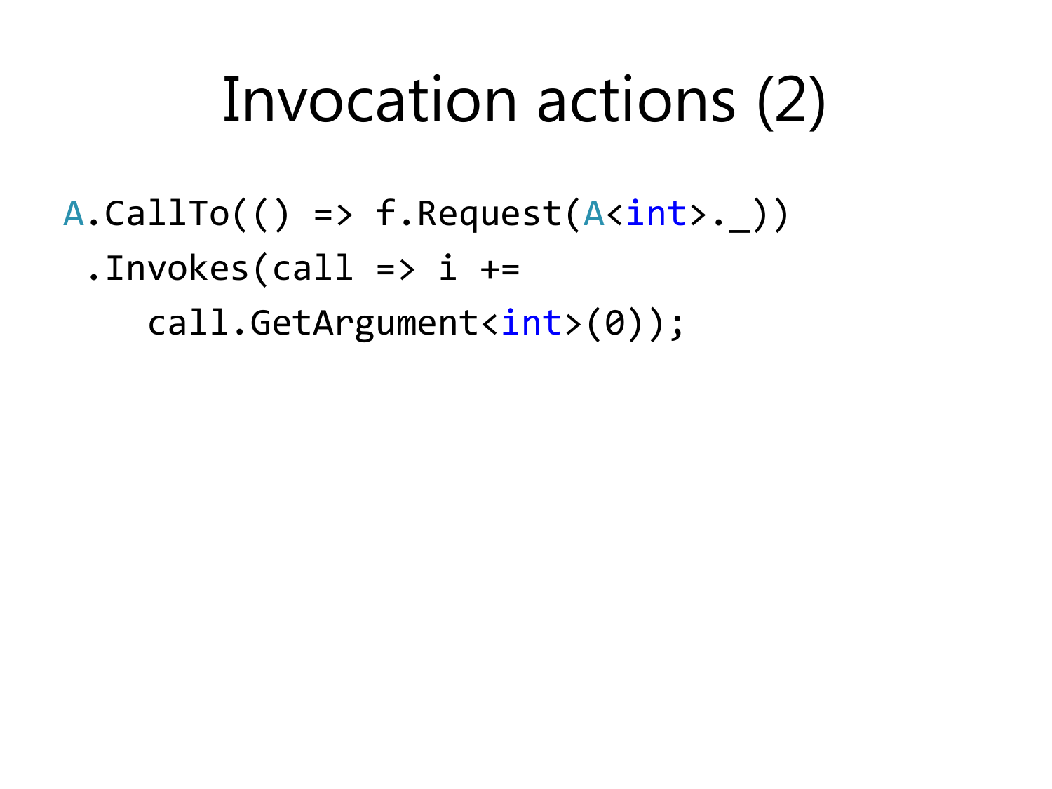# Invocation actions (2)

```
A.CallTo(() => f.Request(A<int>._))
 .Invokes(call => i +=
    call.GetArgument<int>(0));
```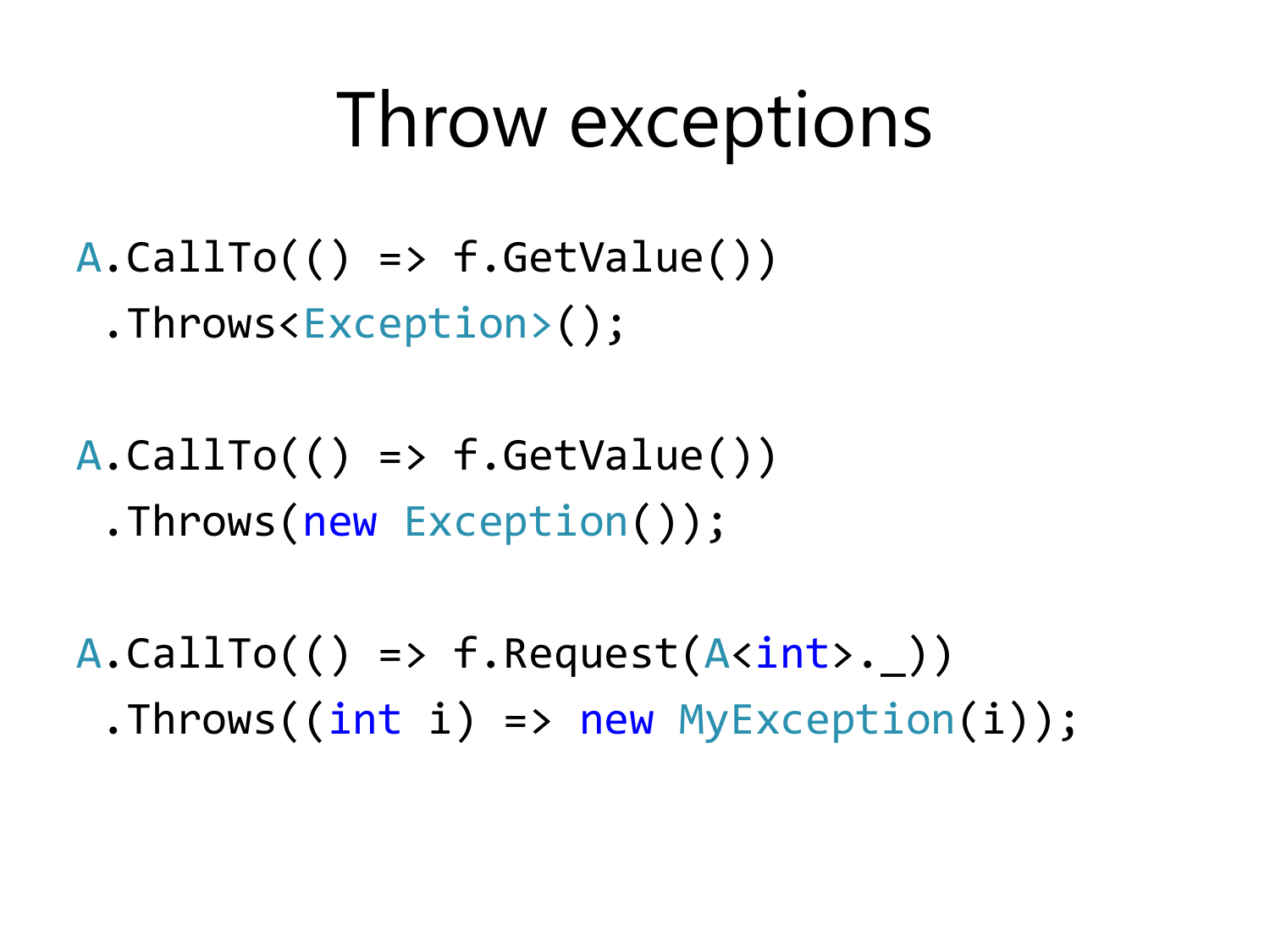# Throw exceptions

```
A.CallTo(() => f.GetValue())
 .Throws<Exception>();

A.CallTo(() => f.GetValue())
 .Throws(new Exception());

A.CallTo(() => f.Request(A<int>._))
 .Throws((int i) => new MyException(i));
```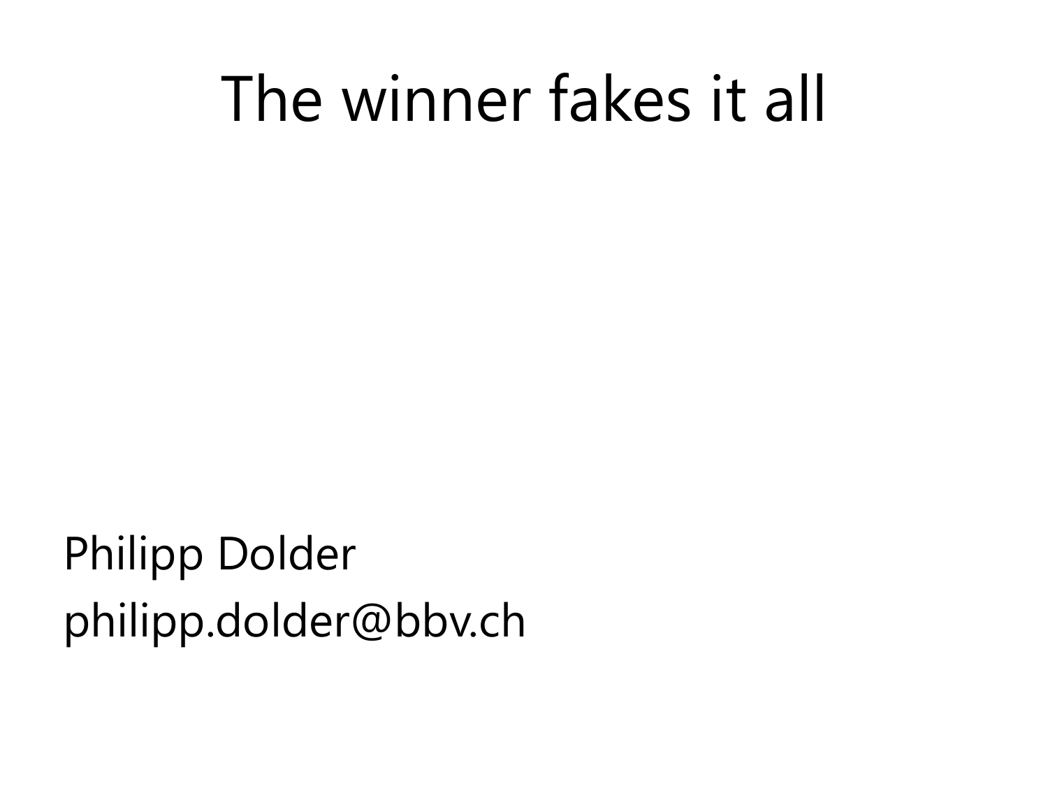# The winner fakes it all

Philipp Dolder

philipp.dolder@bbv.ch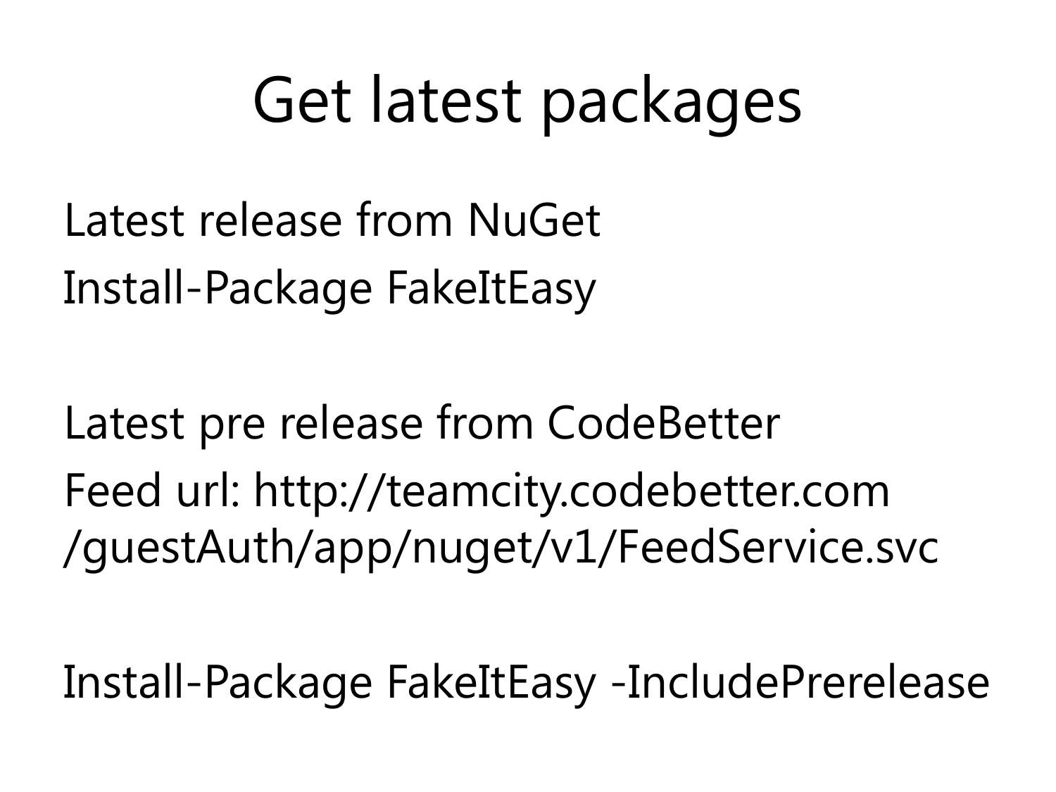# Get latest packages

Latest release from NuGet

Install-Package FakeItEasy

Latest pre release from CodeBetter

Feed url: http://teamcity.codebetter.com/guestAuth/app/nuget/v1/FeedService.svc

Install-Package FakeItEasy -IncludePrerelease